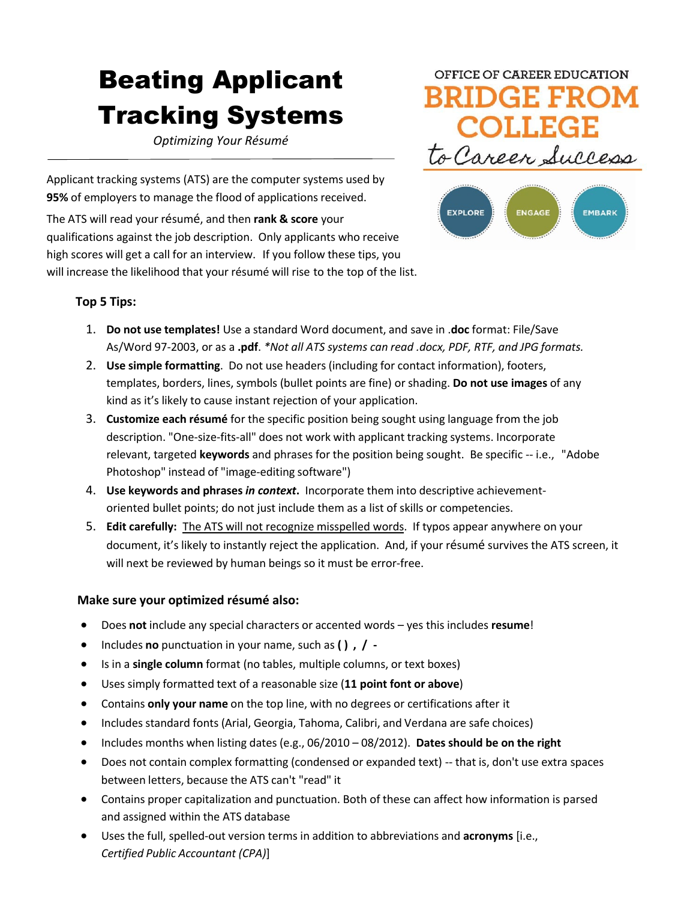# Beating Applicant Tracking Systems

*Optimizing Your Résumé*

OFFICE OF CAREER EDUCATION
BRIDGE FROM COLLEGE
to Career Success

EXPLORE ENGAGE EMBARK

Applicant tracking systems (ATS) are the computer systems used by **95%** of employers to manage the flood of applications received.

The ATS will read your résumé, and then **rank & score** your qualifications against the job description. Only applicants who receive high scores will get a call for an interview. If you follow these tips, you will increase the likelihood that your résumé will rise to the top of the list.

### Top 5 Tips:

1. **Do not use templates!** Use a standard Word document, and save in **.doc** format: File/Save As/Word 97-2003, or as a **.pdf**. *\*Not all ATS systems can read .docx, PDF, RTF, and JPG formats.*
2. **Use simple formatting**. Do not use headers (including for contact information), footers, templates, borders, lines, symbols (bullet points are fine) or shading. **Do not use images** of any kind as it's likely to cause instant rejection of your application.
3. **Customize each résumé** for the specific position being sought using language from the job description. "One-size-fits-all" does not work with applicant tracking systems. Incorporate relevant, targeted **keywords** and phrases for the position being sought. Be specific -- i.e., "Adobe Photoshop" instead of "image-editing software")
4. **Use keywords and phrases *in context*.** Incorporate them into descriptive achievement-oriented bullet points; do not just include them as a list of skills or competencies.
5. **Edit carefully:** <u>The ATS will not recognize misspelled words</u>. If typos appear anywhere on your document, it's likely to instantly reject the application. And, if your résumé survives the ATS screen, it will next be reviewed by human beings so it must be error-free.

### Make sure your optimized résumé also:

- Does **not** include any special characters or accented words – yes this includes **resume**!
- Includes **no** punctuation in your name, such as **( ) , / -**
- Is in a **single column** format (no tables, multiple columns, or text boxes)
- Uses simply formatted text of a reasonable size (**11 point font or above**)
- Contains **only your name** on the top line, with no degrees or certifications after it
- Includes standard fonts (Arial, Georgia, Tahoma, Calibri, and Verdana are safe choices)
- Includes months when listing dates (e.g., 06/2010 – 08/2012). **Dates should be on the right**
- Does not contain complex formatting (condensed or expanded text) -- that is, don't use extra spaces between letters, because the ATS can't "read" it
- Contains proper capitalization and punctuation. Both of these can affect how information is parsed and assigned within the ATS database
- Uses the full, spelled-out version terms in addition to abbreviations and **acronyms** [i.e., *Certified Public Accountant (CPA)*]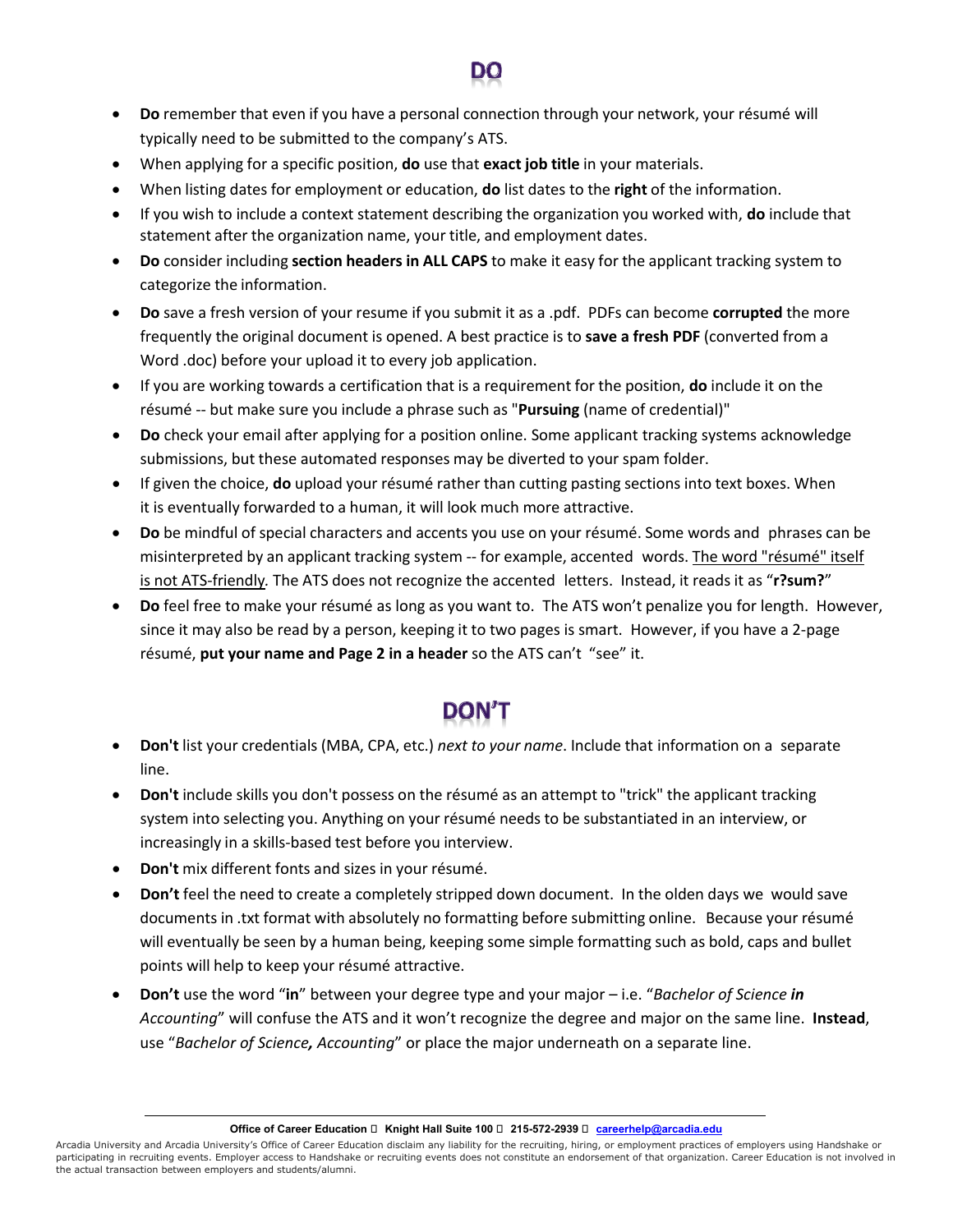## DO

- **Do** remember that even if you have a personal connection through your network, your résumé will typically need to be submitted to the company's ATS.
- When applying for a specific position, **do** use that **exact job title** in your materials.
- When listing dates for employment or education, **do** list dates to the **right** of the information.
- If you wish to include a context statement describing the organization you worked with, **do** include that statement after the organization name, your title, and employment dates.
- **Do** consider including **section headers in ALL CAPS** to make it easy for the applicant tracking system to categorize the information.
- **Do** save a fresh version of your resume if you submit it as a .pdf. PDFs can become **corrupted** the more frequently the original document is opened. A best practice is to **save a fresh PDF** (converted from a Word .doc) before your upload it to every job application.
- If you are working towards a certification that is a requirement for the position, **do** include it on the résumé -- but make sure you include a phrase such as "**Pursuing** (name of credential)"
- **Do** check your email after applying for a position online. Some applicant tracking systems acknowledge submissions, but these automated responses may be diverted to your spam folder.
- If given the choice, **do** upload your résumé rather than cutting pasting sections into text boxes. When it is eventually forwarded to a human, it will look much more attractive.
- **Do** be mindful of special characters and accents you use on your résumé. Some words and phrases can be misinterpreted by an applicant tracking system -- for example, accented words. <u>The word "résumé" itself is not ATS-friendly</u>. The ATS does not recognize the accented letters. Instead, it reads it as "**r?sum?**"
- **Do** feel free to make your résumé as long as you want to. The ATS won't penalize you for length. However, since it may also be read by a person, keeping it to two pages is smart. However, if you have a 2-page résumé, **put your name and Page 2 in a header** so the ATS can't "see" it.

## DON'T

- **Don't** list your credentials (MBA, CPA, etc.) *next to your name*. Include that information on a separate line.
- **Don't** include skills you don't possess on the résumé as an attempt to "trick" the applicant tracking system into selecting you. Anything on your résumé needs to be substantiated in an interview, or increasingly in a skills-based test before you interview.
- **Don't** mix different fonts and sizes in your résumé.
- **Don't** feel the need to create a completely stripped down document. In the olden days we would save documents in .txt format with absolutely no formatting before submitting online. Because your résumé will eventually be seen by a human being, keeping some simple formatting such as bold, caps and bullet points will help to keep your résumé attractive.
- **Don't** use the word "**in**" between your degree type and your major – i.e. "*Bachelor of Science **in** Accounting*" will confuse the ATS and it won't recognize the degree and major on the same line. **Instead**, use "*Bachelor of Science**,** Accounting*" or place the major underneath on a separate line.

**Office of Career Education • Knight Hall Suite 100 • 215-572-2939 • careerhelp@arcadia.edu**

Arcadia University and Arcadia University's Office of Career Education disclaim any liability for the recruiting, hiring, or employment practices of employers using Handshake or participating in recruiting events. Employer access to Handshake or recruiting events does not constitute an endorsement of that organization. Career Education is not involved in the actual transaction between employers and students/alumni.